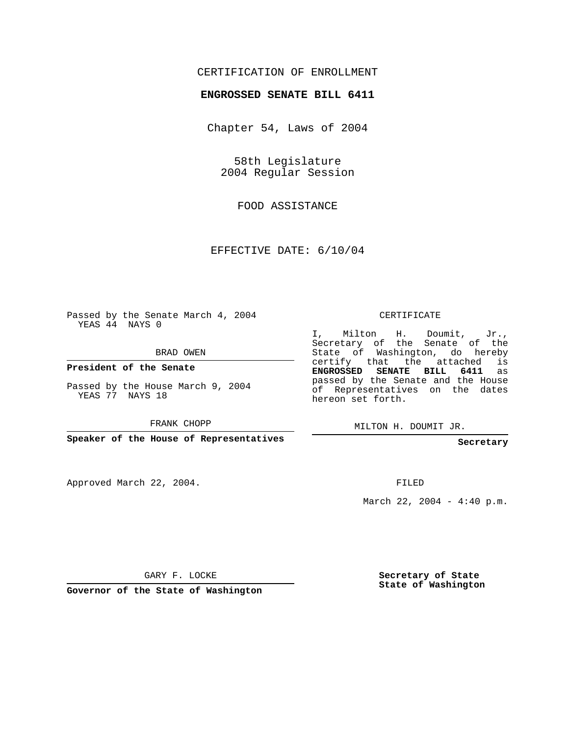CERTIFICATION OF ENROLLMENT

**ENGROSSED SENATE BILL 6411**

Chapter 54, Laws of 2004

58th Legislature
2004 Regular Session

FOOD ASSISTANCE

EFFECTIVE DATE: 6/10/04

Passed by the Senate March 4, 2004
YEAS 44 NAYS 0

BRAD OWEN

**President of the Senate**

Passed by the House March 9, 2004
YEAS 77 NAYS 18

FRANK CHOPP

**Speaker of the House of Representatives**

Approved March 22, 2004.

GARY F. LOCKE

**Governor of the State of Washington**

CERTIFICATE

I, Milton H. Doumit, Jr., Secretary of the Senate of the State of Washington, do hereby certify that the attached is **ENGROSSED SENATE BILL 6411** as passed by the Senate and the House of Representatives on the dates hereon set forth.

MILTON H. DOUMIT JR.

**Secretary**

FILED

March 22, 2004 - 4:40 p.m.

**Secretary of State**
**State of Washington**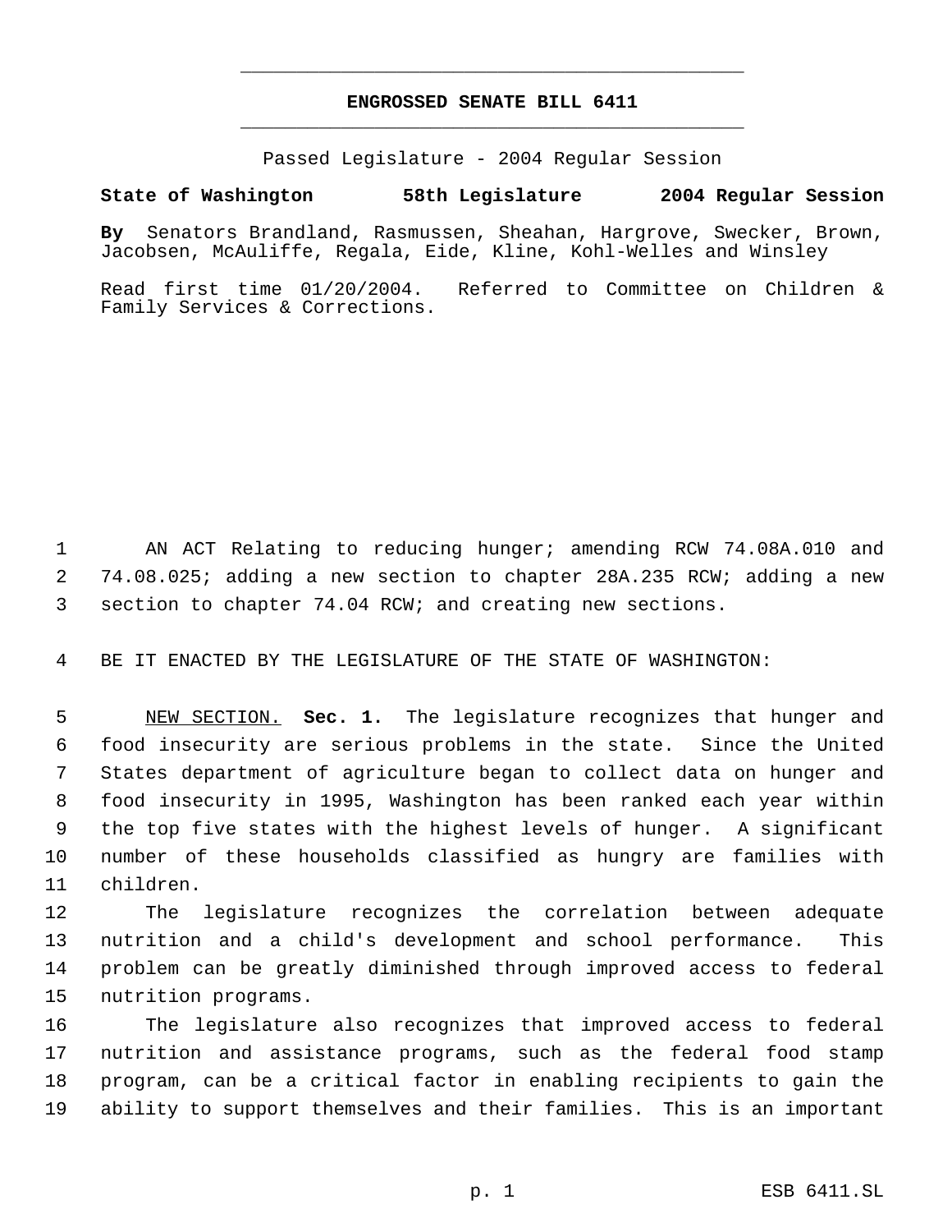# ENGROSSED SENATE BILL 6411

Passed Legislature - 2004 Regular Session

**State of Washington 58th Legislature 2004 Regular Session**

**By** Senators Brandland, Rasmussen, Sheahan, Hargrove, Swecker, Brown, Jacobsen, McAuliffe, Regala, Eide, Kline, Kohl-Welles and Winsley

Read first time 01/20/2004. Referred to Committee on Children & Family Services & Corrections.

AN ACT Relating to reducing hunger; amending RCW 74.08A.010 and 74.08.025; adding a new section to chapter 28A.235 RCW; adding a new section to chapter 74.04 RCW; and creating new sections.

BE IT ENACTED BY THE LEGISLATURE OF THE STATE OF WASHINGTON:

NEW SECTION. **Sec. 1.** The legislature recognizes that hunger and food insecurity are serious problems in the state. Since the United States department of agriculture began to collect data on hunger and food insecurity in 1995, Washington has been ranked each year within the top five states with the highest levels of hunger. A significant number of these households classified as hungry are families with children.

The legislature recognizes the correlation between adequate nutrition and a child's development and school performance. This problem can be greatly diminished through improved access to federal nutrition programs.

The legislature also recognizes that improved access to federal nutrition and assistance programs, such as the federal food stamp program, can be a critical factor in enabling recipients to gain the ability to support themselves and their families. This is an important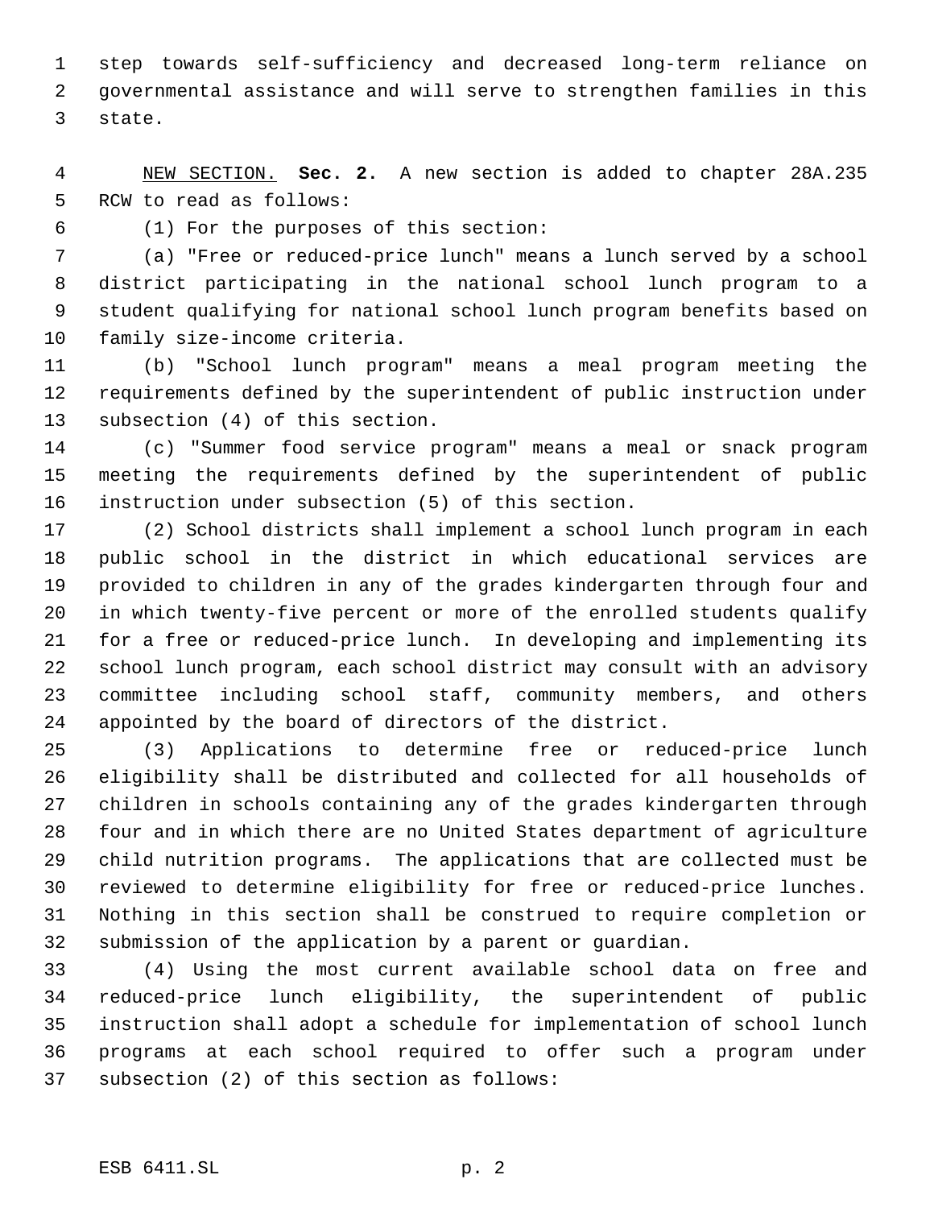step towards self-sufficiency and decreased long-term reliance on governmental assistance and will serve to strengthen families in this state.

NEW SECTION. **Sec. 2.** A new section is added to chapter 28A.235 RCW to read as follows:

(1) For the purposes of this section:

(a) "Free or reduced-price lunch" means a lunch served by a school district participating in the national school lunch program to a student qualifying for national school lunch program benefits based on family size-income criteria.

(b) "School lunch program" means a meal program meeting the requirements defined by the superintendent of public instruction under subsection (4) of this section.

(c) "Summer food service program" means a meal or snack program meeting the requirements defined by the superintendent of public instruction under subsection (5) of this section.

(2) School districts shall implement a school lunch program in each public school in the district in which educational services are provided to children in any of the grades kindergarten through four and in which twenty-five percent or more of the enrolled students qualify for a free or reduced-price lunch. In developing and implementing its school lunch program, each school district may consult with an advisory committee including school staff, community members, and others appointed by the board of directors of the district.

(3) Applications to determine free or reduced-price lunch eligibility shall be distributed and collected for all households of children in schools containing any of the grades kindergarten through four and in which there are no United States department of agriculture child nutrition programs. The applications that are collected must be reviewed to determine eligibility for free or reduced-price lunches. Nothing in this section shall be construed to require completion or submission of the application by a parent or guardian.

(4) Using the most current available school data on free and reduced-price lunch eligibility, the superintendent of public instruction shall adopt a schedule for implementation of school lunch programs at each school required to offer such a program under subsection (2) of this section as follows: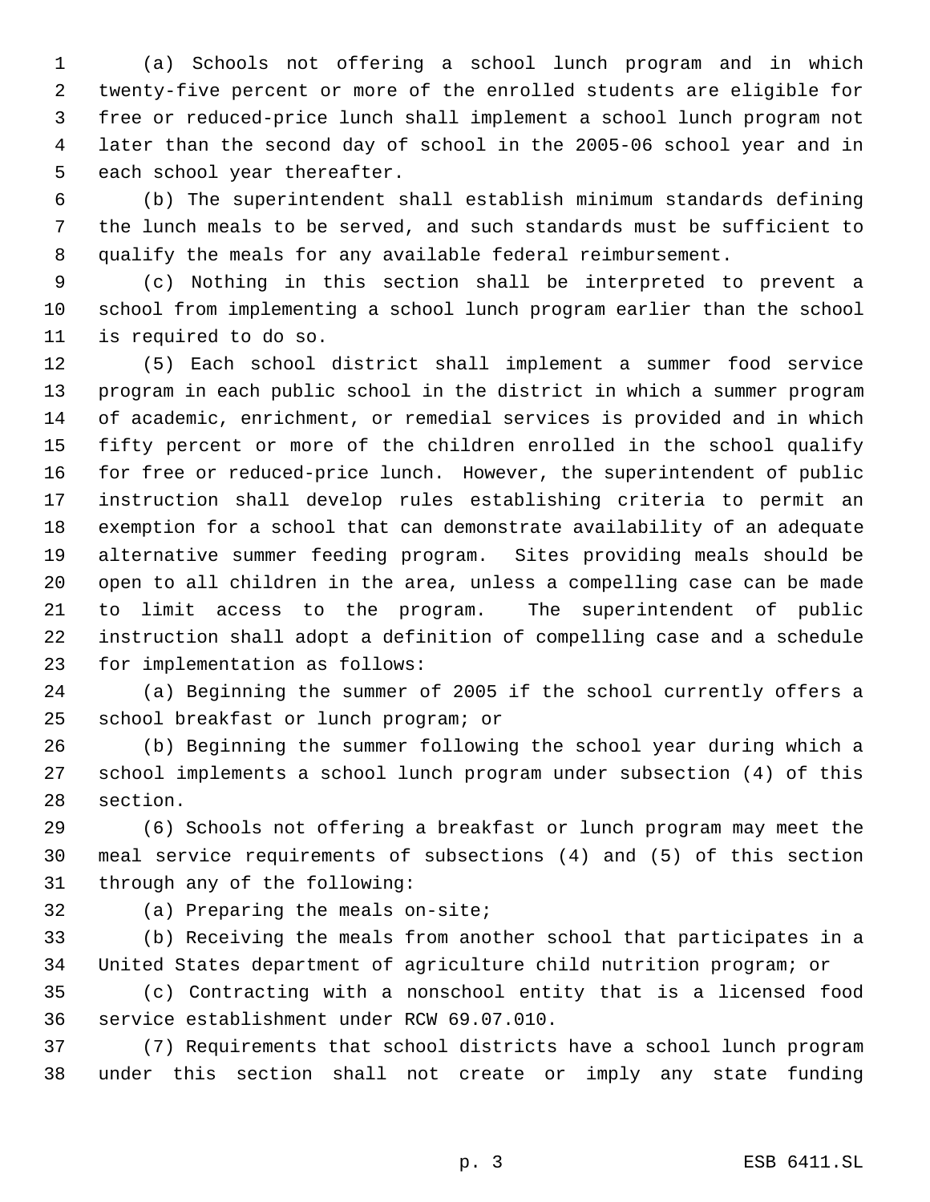(a) Schools not offering a school lunch program and in which twenty-five percent or more of the enrolled students are eligible for free or reduced-price lunch shall implement a school lunch program not later than the second day of school in the 2005-06 school year and in each school year thereafter.

(b) The superintendent shall establish minimum standards defining the lunch meals to be served, and such standards must be sufficient to qualify the meals for any available federal reimbursement.

(c) Nothing in this section shall be interpreted to prevent a school from implementing a school lunch program earlier than the school is required to do so.

(5) Each school district shall implement a summer food service program in each public school in the district in which a summer program of academic, enrichment, or remedial services is provided and in which fifty percent or more of the children enrolled in the school qualify for free or reduced-price lunch. However, the superintendent of public instruction shall develop rules establishing criteria to permit an exemption for a school that can demonstrate availability of an adequate alternative summer feeding program. Sites providing meals should be open to all children in the area, unless a compelling case can be made to limit access to the program. The superintendent of public instruction shall adopt a definition of compelling case and a schedule for implementation as follows:

(a) Beginning the summer of 2005 if the school currently offers a school breakfast or lunch program; or

(b) Beginning the summer following the school year during which a school implements a school lunch program under subsection (4) of this section.

(6) Schools not offering a breakfast or lunch program may meet the meal service requirements of subsections (4) and (5) of this section through any of the following:

(a) Preparing the meals on-site;

(b) Receiving the meals from another school that participates in a United States department of agriculture child nutrition program; or

(c) Contracting with a nonschool entity that is a licensed food service establishment under RCW 69.07.010.

(7) Requirements that school districts have a school lunch program under this section shall not create or imply any state funding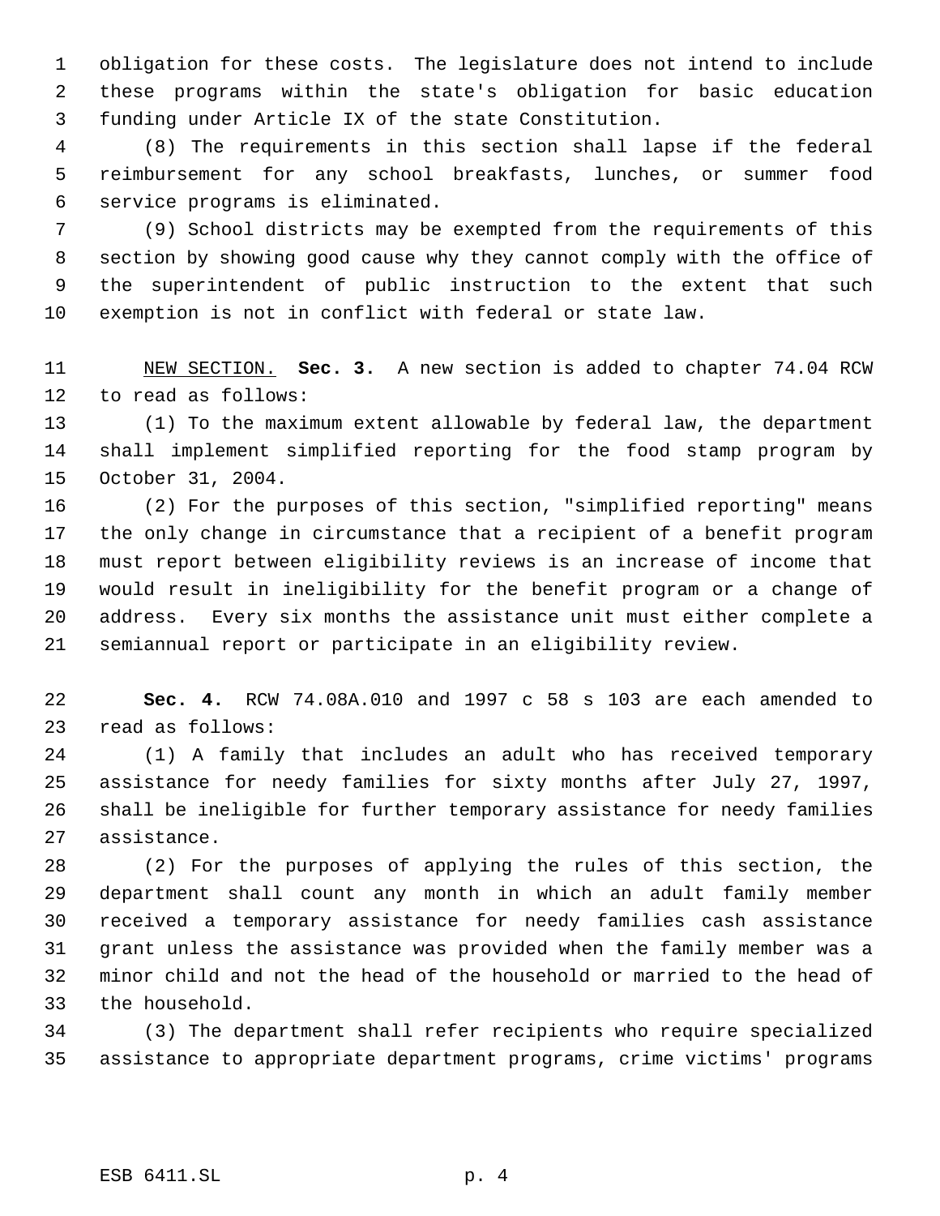obligation for these costs. The legislature does not intend to include these programs within the state's obligation for basic education funding under Article IX of the state Constitution.

(8) The requirements in this section shall lapse if the federal reimbursement for any school breakfasts, lunches, or summer food service programs is eliminated.

(9) School districts may be exempted from the requirements of this section by showing good cause why they cannot comply with the office of the superintendent of public instruction to the extent that such exemption is not in conflict with federal or state law.

NEW SECTION. **Sec. 3.** A new section is added to chapter 74.04 RCW to read as follows:

(1) To the maximum extent allowable by federal law, the department shall implement simplified reporting for the food stamp program by October 31, 2004.

(2) For the purposes of this section, "simplified reporting" means the only change in circumstance that a recipient of a benefit program must report between eligibility reviews is an increase of income that would result in ineligibility for the benefit program or a change of address. Every six months the assistance unit must either complete a semiannual report or participate in an eligibility review.

**Sec. 4.** RCW 74.08A.010 and 1997 c 58 s 103 are each amended to read as follows:

(1) A family that includes an adult who has received temporary assistance for needy families for sixty months after July 27, 1997, shall be ineligible for further temporary assistance for needy families assistance.

(2) For the purposes of applying the rules of this section, the department shall count any month in which an adult family member received a temporary assistance for needy families cash assistance grant unless the assistance was provided when the family member was a minor child and not the head of the household or married to the head of the household.

(3) The department shall refer recipients who require specialized assistance to appropriate department programs, crime victims' programs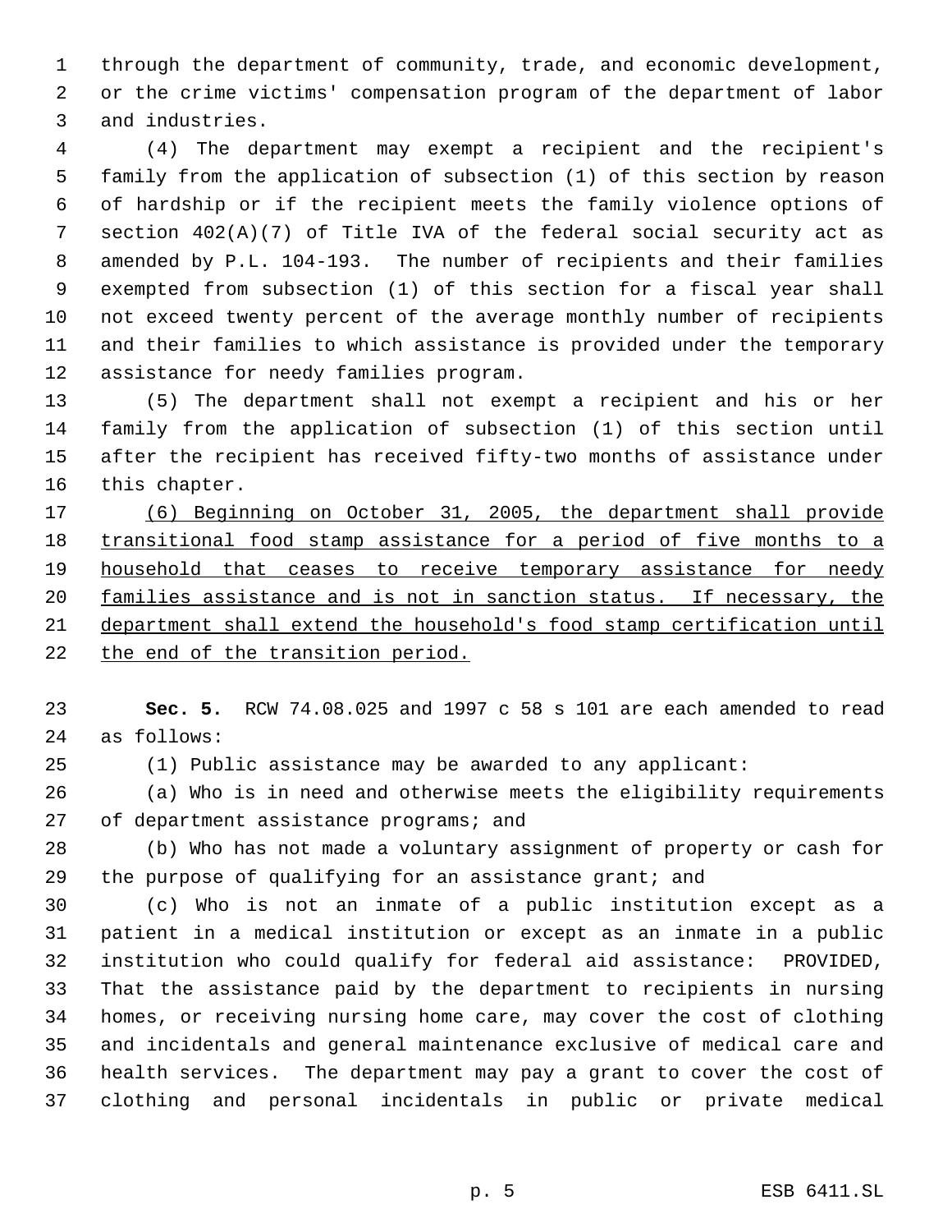through the department of community, trade, and economic development, or the crime victims' compensation program of the department of labor and industries.

(4) The department may exempt a recipient and the recipient's family from the application of subsection (1) of this section by reason of hardship or if the recipient meets the family violence options of section 402(A)(7) of Title IVA of the federal social security act as amended by P.L. 104-193. The number of recipients and their families exempted from subsection (1) of this section for a fiscal year shall not exceed twenty percent of the average monthly number of recipients and their families to which assistance is provided under the temporary assistance for needy families program.

(5) The department shall not exempt a recipient and his or her family from the application of subsection (1) of this section until after the recipient has received fifty-two months of assistance under this chapter.

<u>(6) Beginning on October 31, 2005, the department shall provide transitional food stamp assistance for a period of five months to a household that ceases to receive temporary assistance for needy families assistance and is not in sanction status. If necessary, the department shall extend the household's food stamp certification until the end of the transition period.</u>

**Sec. 5.** RCW 74.08.025 and 1997 c 58 s 101 are each amended to read as follows:

(1) Public assistance may be awarded to any applicant:

(a) Who is in need and otherwise meets the eligibility requirements of department assistance programs; and

(b) Who has not made a voluntary assignment of property or cash for the purpose of qualifying for an assistance grant; and

(c) Who is not an inmate of a public institution except as a patient in a medical institution or except as an inmate in a public institution who could qualify for federal aid assistance: PROVIDED, That the assistance paid by the department to recipients in nursing homes, or receiving nursing home care, may cover the cost of clothing and incidentals and general maintenance exclusive of medical care and health services. The department may pay a grant to cover the cost of clothing and personal incidentals in public or private medical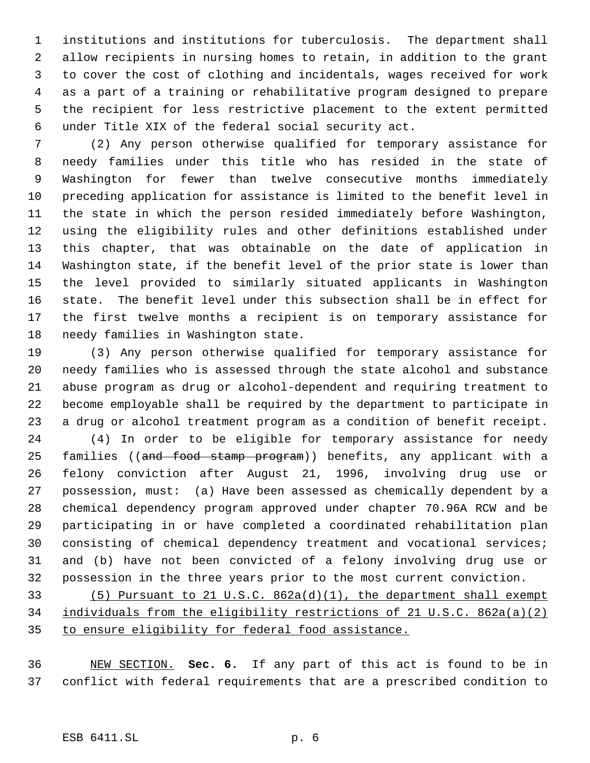institutions and institutions for tuberculosis. The department shall allow recipients in nursing homes to retain, in addition to the grant to cover the cost of clothing and incidentals, wages received for work as a part of a training or rehabilitative program designed to prepare the recipient for less restrictive placement to the extent permitted under Title XIX of the federal social security act.

(2) Any person otherwise qualified for temporary assistance for needy families under this title who has resided in the state of Washington for fewer than twelve consecutive months immediately preceding application for assistance is limited to the benefit level in the state in which the person resided immediately before Washington, using the eligibility rules and other definitions established under this chapter, that was obtainable on the date of application in Washington state, if the benefit level of the prior state is lower than the level provided to similarly situated applicants in Washington state. The benefit level under this subsection shall be in effect for the first twelve months a recipient is on temporary assistance for needy families in Washington state.

(3) Any person otherwise qualified for temporary assistance for needy families who is assessed through the state alcohol and substance abuse program as drug or alcohol-dependent and requiring treatment to become employable shall be required by the department to participate in a drug or alcohol treatment program as a condition of benefit receipt.

(4) In order to be eligible for temporary assistance for needy families ((~~and food stamp program~~)) benefits, any applicant with a felony conviction after August 21, 1996, involving drug use or possession, must: (a) Have been assessed as chemically dependent by a chemical dependency program approved under chapter 70.96A RCW and be participating in or have completed a coordinated rehabilitation plan consisting of chemical dependency treatment and vocational services; and (b) have not been convicted of a felony involving drug use or possession in the three years prior to the most current conviction.

<u>(5) Pursuant to 21 U.S.C. 862a(d)(1), the department shall exempt individuals from the eligibility restrictions of 21 U.S.C. 862a(a)(2) to ensure eligibility for federal food assistance.</u>

<u>NEW SECTION.</u> **Sec. 6.** If any part of this act is found to be in conflict with federal requirements that are a prescribed condition to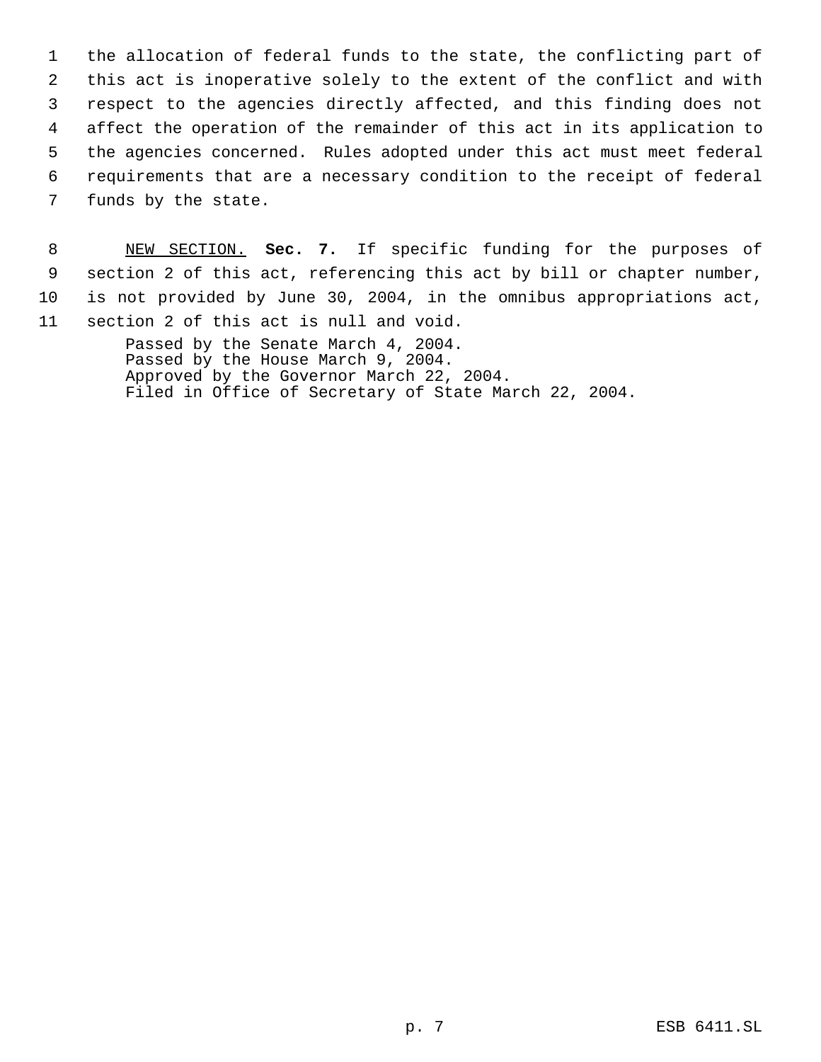the allocation of federal funds to the state, the conflicting part of this act is inoperative solely to the extent of the conflict and with respect to the agencies directly affected, and this finding does not affect the operation of the remainder of this act in its application to the agencies concerned. Rules adopted under this act must meet federal requirements that are a necessary condition to the receipt of federal funds by the state.

NEW SECTION. **Sec. 7.** If specific funding for the purposes of section 2 of this act, referencing this act by bill or chapter number, is not provided by June 30, 2004, in the omnibus appropriations act, section 2 of this act is null and void.

Passed by the Senate March 4, 2004.
Passed by the House March 9, 2004.
Approved by the Governor March 22, 2004.
Filed in Office of Secretary of State March 22, 2004.